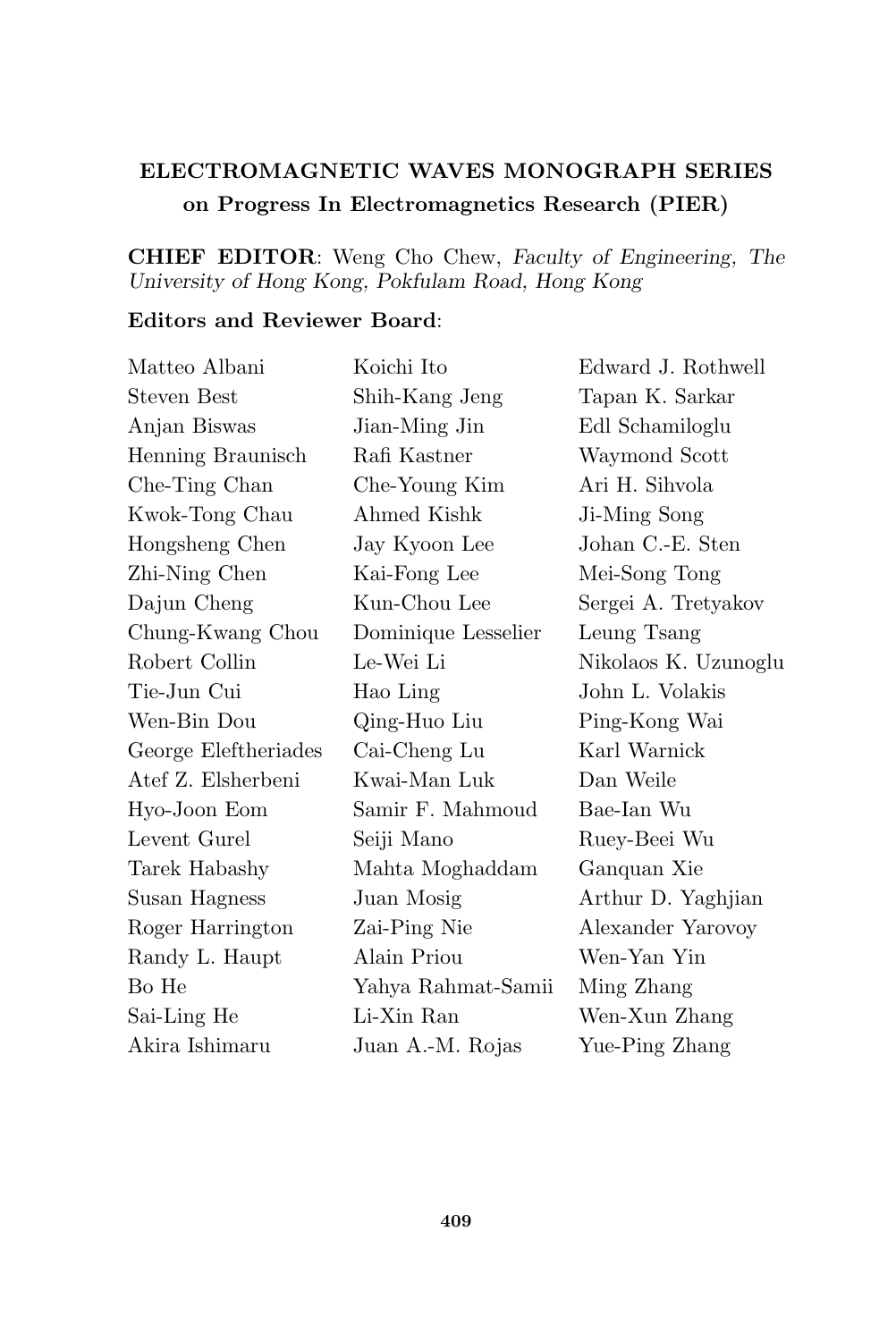**ELECTROMAGNETIC WAVES MONOGRAPH SERIES**
**on Progress In Electromagnetics Research (PIER)**

**CHIEF EDITOR**: Weng Cho Chew, *Faculty of Engineering, The University of Hong Kong, Pokfulam Road, Hong Kong*

**Editors and Reviewer Board**:

Matteo Albani
Steven Best
Anjan Biswas
Henning Braunisch
Che-Ting Chan
Kwok-Tong Chau
Hongsheng Chen
Zhi-Ning Chen
Dajun Cheng
Chung-Kwang Chou
Robert Collin
Tie-Jun Cui
Wen-Bin Dou
George Eleftheriades
Atef Z. Elsherbeni
Hyo-Joon Eom
Levent Gurel
Tarek Habashy
Susan Hagness
Roger Harrington
Randy L. Haupt
Bo He
Sai-Ling He
Akira Ishimaru
Koichi Ito
Shih-Kang Jeng
Jian-Ming Jin
Rafi Kastner
Che-Young Kim
Ahmed Kishk
Jay Kyoon Lee
Kai-Fong Lee
Kun-Chou Lee
Dominique Lesselier
Le-Wei Li
Hao Ling
Qing-Huo Liu
Cai-Cheng Lu
Kwai-Man Luk
Samir F. Mahmoud
Seiji Mano
Mahta Moghaddam
Juan Mosig
Zai-Ping Nie
Alain Priou
Yahya Rahmat-Samii
Li-Xin Ran
Juan A.-M. Rojas
Edward J. Rothwell
Tapan K. Sarkar
Edl Schamiloglu
Waymond Scott
Ari H. Sihvola
Ji-Ming Song
Johan C.-E. Sten
Mei-Song Tong
Sergei A. Tretyakov
Leung Tsang
Nikolaos K. Uzunoglu
John L. Volakis
Ping-Kong Wai
Karl Warnick
Dan Weile
Bae-Ian Wu
Ruey-Beei Wu
Ganquan Xie
Arthur D. Yaghjian
Alexander Yarovoy
Wen-Yan Yin
Ming Zhang
Wen-Xun Zhang
Yue-Ping Zhang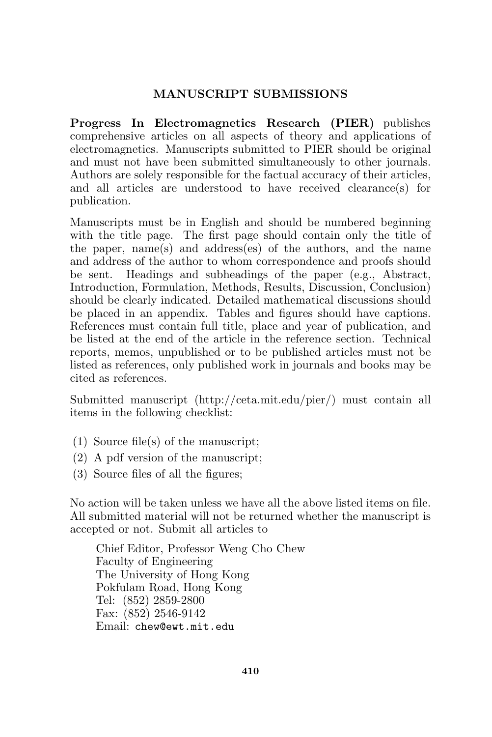# MANUSCRIPT SUBMISSIONS

**Progress In Electromagnetics Research (PIER)** publishes comprehensive articles on all aspects of theory and applications of electromagnetics. Manuscripts submitted to PIER should be original and must not have been submitted simultaneously to other journals. Authors are solely responsible for the factual accuracy of their articles, and all articles are understood to have received clearance(s) for publication.

Manuscripts must be in English and should be numbered beginning with the title page. The first page should contain only the title of the paper, name(s) and address(es) of the authors, and the name and address of the author to whom correspondence and proofs should be sent. Headings and subheadings of the paper (e.g., Abstract, Introduction, Formulation, Methods, Results, Discussion, Conclusion) should be clearly indicated. Detailed mathematical discussions should be placed in an appendix. Tables and figures should have captions. References must contain full title, place and year of publication, and be listed at the end of the article in the reference section. Technical reports, memos, unpublished or to be published articles must not be listed as references, only published work in journals and books may be cited as references.

Submitted manuscript (http://ceta.mit.edu/pier/) must contain all items in the following checklist:

(1) Source file(s) of the manuscript;
(2) A pdf version of the manuscript;
(3) Source files of all the figures;

No action will be taken unless we have all the above listed items on file. All submitted material will not be returned whether the manuscript is accepted or not. Submit all articles to

Chief Editor, Professor Weng Cho Chew
Faculty of Engineering
The University of Hong Kong
Pokfulam Road, Hong Kong
Tel: (852) 2859-2800
Fax: (852) 2546-9142
Email: chew@ewt.mit.edu